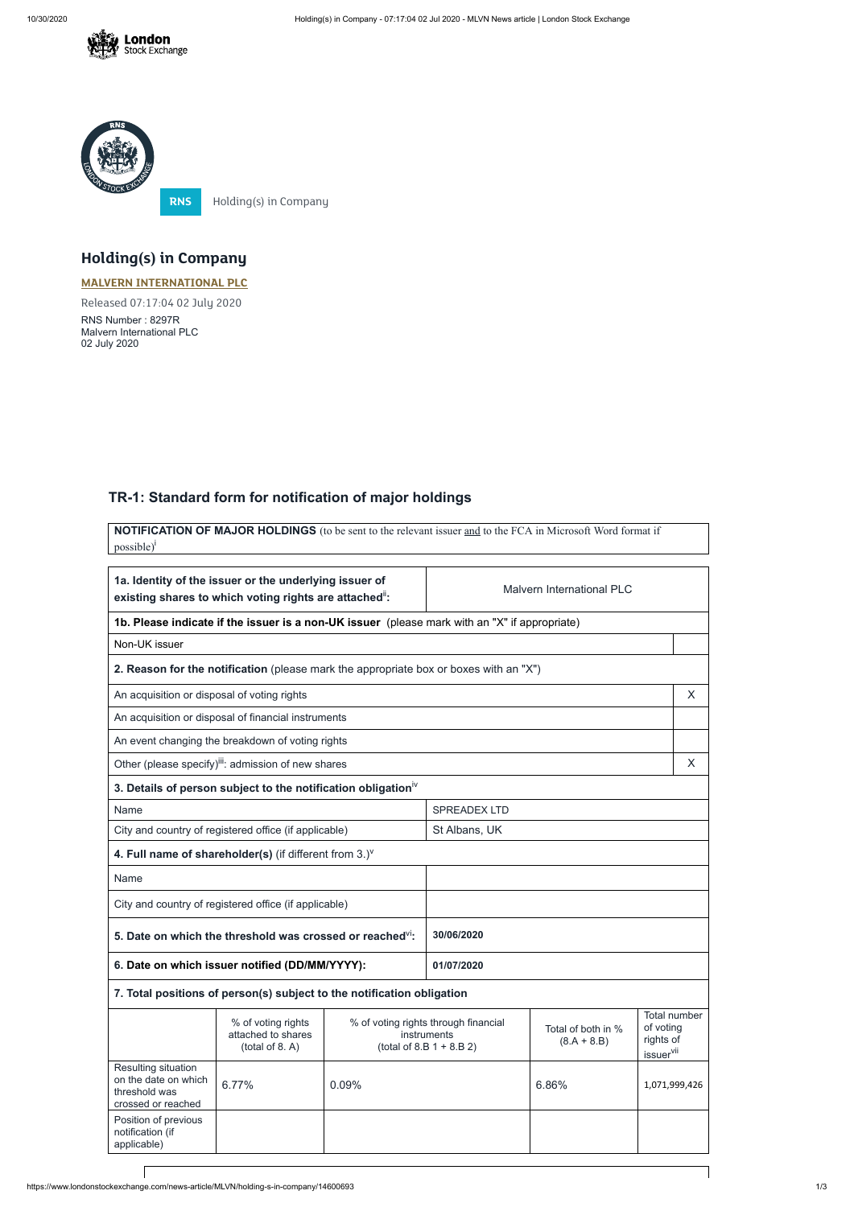RNS Holding(s) in Company

# Holding(s) in Company

**MALVERN INTERNATIONAL PLC**

Released 07:17:04 02 July 2020

RNS Number : 8297R
Malvern International PLC
02 July 2020

## TR-1: Standard form for notification of major holdings

**NOTIFICATION OF MAJOR HOLDINGS** (to be sent to the relevant issuer and to the FCA in Microsoft Word format if possible)[i]

| **1a. Identity of the issuer or the underlying issuer of existing shares to which voting rights are attached[ii]:** | Malvern International PLC |
|---|---|
| **1b. Please indicate if the issuer is a non-UK issuer** (please mark with an "X" if appropriate) | |
| Non-UK issuer | |
| **2. Reason for the notification** (please mark the appropriate box or boxes with an "X") | |
| An acquisition or disposal of voting rights | X |
| An acquisition or disposal of financial instruments | |
| An event changing the breakdown of voting rights | |
| Other (please specify)[iii]: admission of new shares | X |
| **3. Details of person subject to the notification obligation[iv]** | |
| Name | SPREADEX LTD |
| City and country of registered office (if applicable) | St Albans, UK |
| **4. Full name of shareholder(s)** (if different from 3.)[v] | |
| Name | |
| City and country of registered office (if applicable) | |
| **5. Date on which the threshold was crossed or reached[vi]:** | **30/06/2020** |
| **6. Date on which issuer notified (DD/MM/YYYY):** | **01/07/2020** |

**7. Total positions of person(s) subject to the notification obligation**

| | % of voting rights attached to shares (total of 8. A) | % of voting rights through financial instruments (total of 8.B 1 + 8.B 2) | Total of both in % (8.A + 8.B) | Total number of voting rights of issuer[vii] |
|---|---|---|---|---|
| Resulting situation on the date on which threshold was crossed or reached | 6.77% | 0.09% | 6.86% | 1,071,999,426 |
| Position of previous notification (if applicable) | | | | |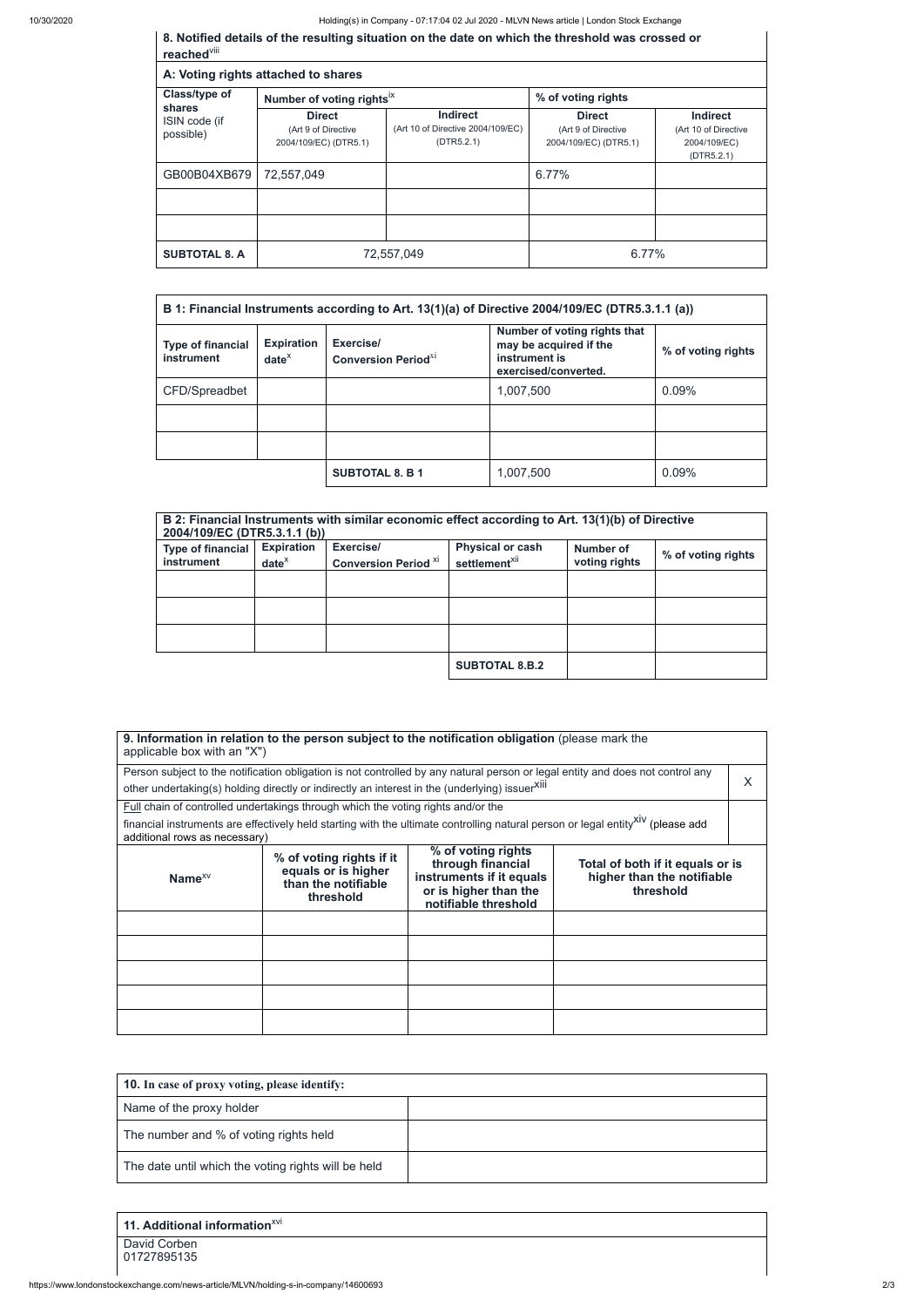**8. Notified details of the resulting situation on the date on which the threshold was crossed or reached**[viii]

**A: Voting rights attached to shares**

| Class/type of shares ISIN code (if possible) | Number of voting rights[ix] | | % of voting rights | |
|---|---|---|---|---|
| | **Direct** (Art 9 of Directive 2004/109/EC) (DTR5.1) | **Indirect** (Art 10 of Directive 2004/109/EC) (DTR5.2.1) | **Direct** (Art 9 of Directive 2004/109/EC) (DTR5.1) | **Indirect** (Art 10 of Directive 2004/109/EC) (DTR5.2.1) |
| GB00B04XB679 | 72,557,049 | | 6.77% | |
| | | | | |
| | | | | |
| **SUBTOTAL 8. A** | 72,557,049 | | 6.77% | |

**B 1: Financial Instruments according to Art. 13(1)(a) of Directive 2004/109/EC (DTR5.3.1.1 (a))**

| Type of financial instrument | Expiration date[x] | Exercise/ Conversion Period[xi] | Number of voting rights that may be acquired if the instrument is exercised/converted. | % of voting rights |
|---|---|---|---|---|
| CFD/Spreadbet | | | 1,007,500 | 0.09% |
| | | | | |
| | | | | |
| | | **SUBTOTAL 8. B 1** | 1,007,500 | 0.09% |

**B 2: Financial Instruments with similar economic effect according to Art. 13(1)(b) of Directive 2004/109/EC (DTR5.3.1.1 (b))**

| Type of financial instrument | Expiration date[x] | Exercise/ Conversion Period [xi] | Physical or cash settlement[xii] | Number of voting rights | % of voting rights |
|---|---|---|---|---|---|
| | | | | | |
| | | | | | |
| | | | | | |
| | | | **SUBTOTAL 8.B.2** | | |

**9. Information in relation to the person subject to the notification obligation** (please mark the applicable box with an "X")

| | |
|---|---|
| Person subject to the notification obligation is not controlled by any natural person or legal entity and does not control any other undertaking(s) holding directly or indirectly an interest in the (underlying) issuer[xiii] | X |
| Full chain of controlled undertakings through which the voting rights and/or the financial instruments are effectively held starting with the ultimate controlling natural person or legal entity[xiv] (please add additional rows as necessary) | |

| Name[xv] | % of voting rights if it equals or is higher than the notifiable threshold | % of voting rights through financial instruments if it equals or is higher than the notifiable threshold | Total of both if it equals or is higher than the notifiable threshold |
|---|---|---|---|
| | | | |
| | | | |
| | | | |
| | | | |
| | | | |

| **10.** In case of proxy voting, please identify: | |
|---|---|
| Name of the proxy holder | |
| The number and % of voting rights held | |
| The date until which the voting rights will be held | |

**11. Additional information**[xvi]

David Corben
01727895135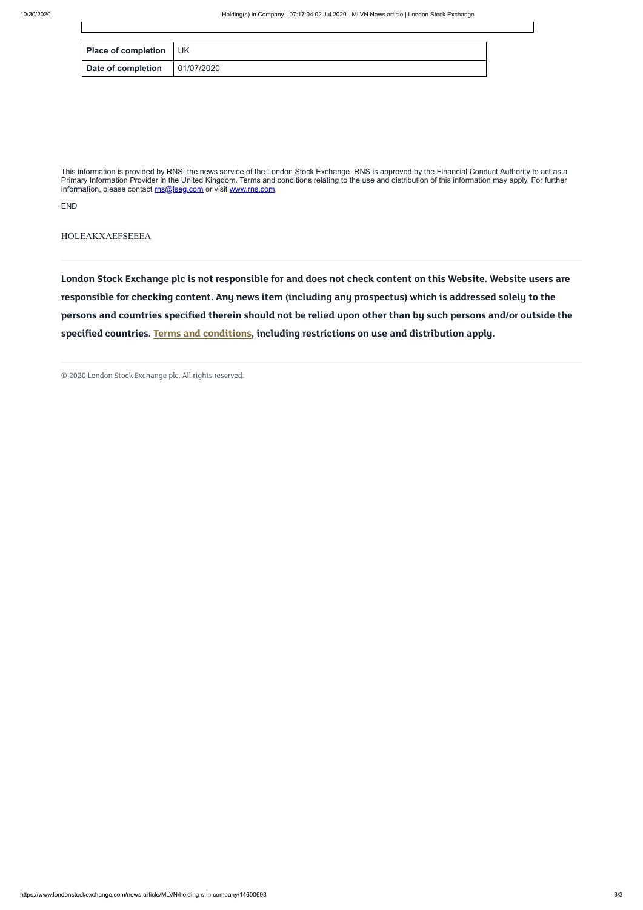| | |
|---|---|
| **Place of completion** | UK |
| **Date of completion** | 01/07/2020 |

This information is provided by RNS, the news service of the London Stock Exchange. RNS is approved by the Financial Conduct Authority to act as a Primary Information Provider in the United Kingdom. Terms and conditions relating to the use and distribution of this information may apply. For further information, please contact rns@lseg.com or visit www.rns.com.

END

HOLEAKXAEFSEEEA

**London Stock Exchange plc is not responsible for and does not check content on this Website. Website users are responsible for checking content. Any news item (including any prospectus) which is addressed solely to the persons and countries specified therein should not be relied upon other than by such persons and/or outside the specified countries. Terms and conditions, including restrictions on use and distribution apply.**

© 2020 London Stock Exchange plc. All rights reserved.